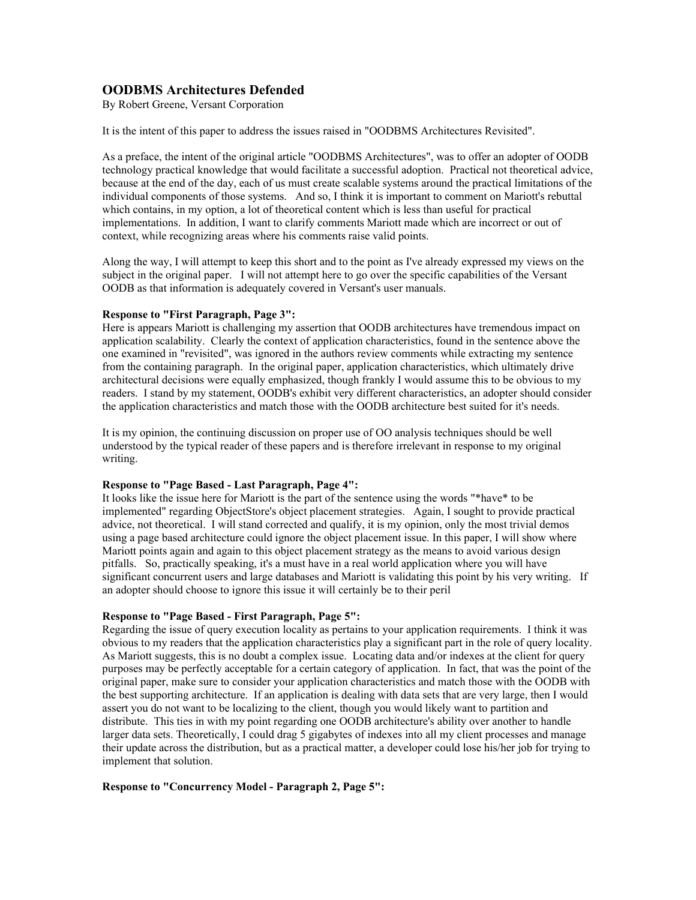## OODBMS Architectures Defended

By Robert Greene, Versant Corporation

It is the intent of this paper to address the issues raised in "OODBMS Architectures Revisited".

As a preface, the intent of the original article "OODBMS Architectures", was to offer an adopter of OODB technology practical knowledge that would facilitate a successful adoption. Practical not theoretical advice, because at the end of the day, each of us must create scalable systems around the practical limitations of the individual components of those systems. And so, I think it is important to comment on Mariott's rebuttal which contains, in my option, a lot of theoretical content which is less than useful for practical implementations. In addition, I want to clarify comments Mariott made which are incorrect or out of context, while recognizing areas where his comments raise valid points.

Along the way, I will attempt to keep this short and to the point as I've already expressed my views on the subject in the original paper. I will not attempt here to go over the specific capabilities of the Versant OODB as that information is adequately covered in Versant's user manuals.

**Response to "First Paragraph, Page 3":**

Here is appears Mariott is challenging my assertion that OODB architectures have tremendous impact on application scalability. Clearly the context of application characteristics, found in the sentence above the one examined in "revisited", was ignored in the authors review comments while extracting my sentence from the containing paragraph. In the original paper, application characteristics, which ultimately drive architectural decisions were equally emphasized, though frankly I would assume this to be obvious to my readers. I stand by my statement, OODB's exhibit very different characteristics, an adopter should consider the application characteristics and match those with the OODB architecture best suited for it's needs.

It is my opinion, the continuing discussion on proper use of OO analysis techniques should be well understood by the typical reader of these papers and is therefore irrelevant in response to my original writing.

**Response to "Page Based - Last Paragraph, Page 4":**

It looks like the issue here for Mariott is the part of the sentence using the words "*have* to be implemented" regarding ObjectStore's object placement strategies. Again, I sought to provide practical advice, not theoretical. I will stand corrected and qualify, it is my opinion, only the most trivial demos using a page based architecture could ignore the object placement issue. In this paper, I will show where Mariott points again and again to this object placement strategy as the means to avoid various design pitfalls. So, practically speaking, it's a must have in a real world application where you will have significant concurrent users and large databases and Mariott is validating this point by his very writing. If an adopter should choose to ignore this issue it will certainly be to their peril

**Response to "Page Based - First Paragraph, Page 5":**

Regarding the issue of query execution locality as pertains to your application requirements. I think it was obvious to my readers that the application characteristics play a significant part in the role of query locality. As Mariott suggests, this is no doubt a complex issue. Locating data and/or indexes at the client for query purposes may be perfectly acceptable for a certain category of application. In fact, that was the point of the original paper, make sure to consider your application characteristics and match those with the OODB with the best supporting architecture. If an application is dealing with data sets that are very large, then I would assert you do not want to be localizing to the client, though you would likely want to partition and distribute. This ties in with my point regarding one OODB architecture's ability over another to handle larger data sets. Theoretically, I could drag 5 gigabytes of indexes into all my client processes and manage their update across the distribution, but as a practical matter, a developer could lose his/her job for trying to implement that solution.

**Response to "Concurrency Model - Paragraph 2, Page 5":**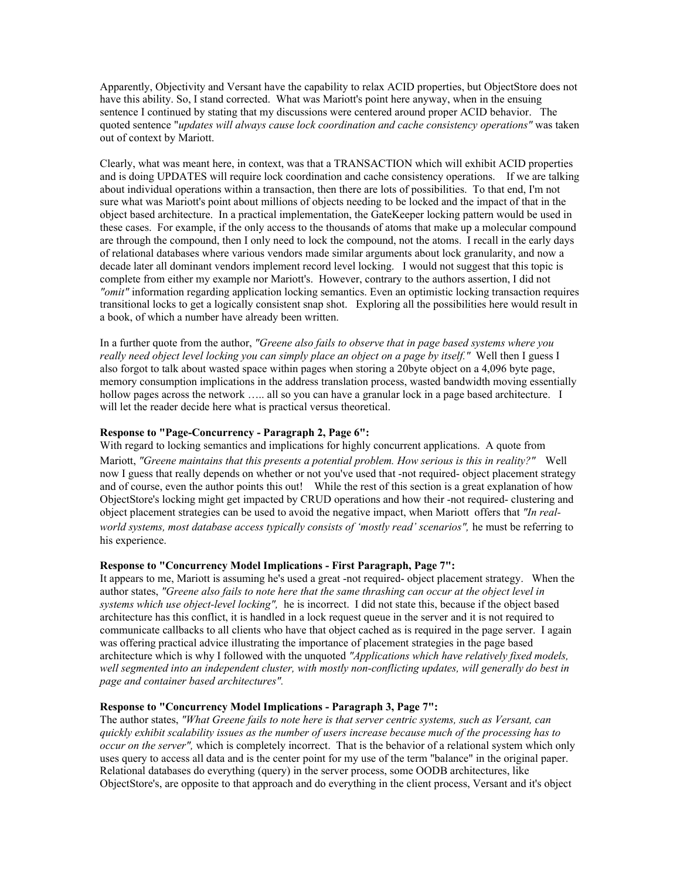Apparently, Objectivity and Versant have the capability to relax ACID properties, but ObjectStore does not have this ability. So, I stand corrected. What was Mariott's point here anyway, when in the ensuing sentence I continued by stating that my discussions were centered around proper ACID behavior. The quoted sentence "*updates will always cause lock coordination and cache consistency operations"* was taken out of context by Mariott.

Clearly, what was meant here, in context, was that a TRANSACTION which will exhibit ACID properties and is doing UPDATES will require lock coordination and cache consistency operations. If we are talking about individual operations within a transaction, then there are lots of possibilities. To that end, I'm not sure what was Mariott's point about millions of objects needing to be locked and the impact of that in the object based architecture. In a practical implementation, the GateKeeper locking pattern would be used in these cases. For example, if the only access to the thousands of atoms that make up a molecular compound are through the compound, then I only need to lock the compound, not the atoms. I recall in the early days of relational databases where various vendors made similar arguments about lock granularity, and now a decade later all dominant vendors implement record level locking. I would not suggest that this topic is complete from either my example nor Mariott's. However, contrary to the authors assertion, I did not *"omit"* information regarding application locking semantics. Even an optimistic locking transaction requires transitional locks to get a logically consistent snap shot. Exploring all the possibilities here would result in a book, of which a number have already been written.

In a further quote from the author, *"Greene also fails to observe that in page based systems where you really need object level locking you can simply place an object on a page by itself."* Well then I guess I also forgot to talk about wasted space within pages when storing a 20byte object on a 4,096 byte page, memory consumption implications in the address translation process, wasted bandwidth moving essentially hollow pages across the network ….. all so you can have a granular lock in a page based architecture. I will let the reader decide here what is practical versus theoretical.

**Response to "Page-Concurrency - Paragraph 2, Page 6":**

With regard to locking semantics and implications for highly concurrent applications. A quote from Mariott, *"Greene maintains that this presents a potential problem. How serious is this in reality?"* Well now I guess that really depends on whether or not you've used that -not required- object placement strategy and of course, even the author points this out! While the rest of this section is a great explanation of how ObjectStore's locking might get impacted by CRUD operations and how their -not required- clustering and object placement strategies can be used to avoid the negative impact, when Mariott offers that *"In real-world systems, most database access typically consists of 'mostly read' scenarios",* he must be referring to his experience.

**Response to "Concurrency Model Implications - First Paragraph, Page 7":**

It appears to me, Mariott is assuming he's used a great -not required- object placement strategy. When the author states, *"Greene also fails to note here that the same thrashing can occur at the object level in systems which use object-level locking",* he is incorrect. I did not state this, because if the object based architecture has this conflict, it is handled in a lock request queue in the server and it is not required to communicate callbacks to all clients who have that object cached as is required in the page server. I again was offering practical advice illustrating the importance of placement strategies in the page based architecture which is why I followed with the unquoted *"Applications which have relatively fixed models, well segmented into an independent cluster, with mostly non-conflicting updates, will generally do best in page and container based architectures".*

**Response to "Concurrency Model Implications - Paragraph 3, Page 7":**

The author states, *"What Greene fails to note here is that server centric systems, such as Versant, can quickly exhibit scalability issues as the number of users increase because much of the processing has to occur on the server",* which is completely incorrect. That is the behavior of a relational system which only uses query to access all data and is the center point for my use of the term "balance" in the original paper. Relational databases do everything (query) in the server process, some OODB architectures, like ObjectStore's, are opposite to that approach and do everything in the client process, Versant and it's object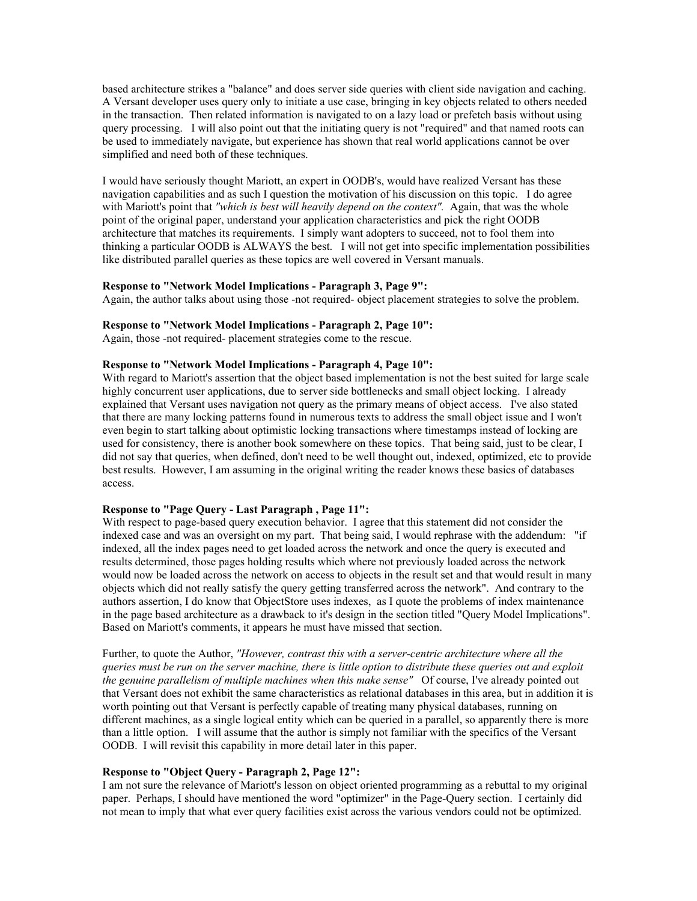based architecture strikes a "balance" and does server side queries with client side navigation and caching. A Versant developer uses query only to initiate a use case, bringing in key objects related to others needed in the transaction. Then related information is navigated to on a lazy load or prefetch basis without using query processing. I will also point out that the initiating query is not "required" and that named roots can be used to immediately navigate, but experience has shown that real world applications cannot be over simplified and need both of these techniques.

I would have seriously thought Mariott, an expert in OODB's, would have realized Versant has these navigation capabilities and as such I question the motivation of his discussion on this topic. I do agree with Mariott's point that *"which is best will heavily depend on the context".* Again, that was the whole point of the original paper, understand your application characteristics and pick the right OODB architecture that matches its requirements. I simply want adopters to succeed, not to fool them into thinking a particular OODB is ALWAYS the best. I will not get into specific implementation possibilities like distributed parallel queries as these topics are well covered in Versant manuals.

**Response to "Network Model Implications - Paragraph 3, Page 9":**
Again, the author talks about using those -not required- object placement strategies to solve the problem.

**Response to "Network Model Implications - Paragraph 2, Page 10":**
Again, those -not required- placement strategies come to the rescue.

**Response to "Network Model Implications - Paragraph 4, Page 10":**
With regard to Mariott's assertion that the object based implementation is not the best suited for large scale highly concurrent user applications, due to server side bottlenecks and small object locking. I already explained that Versant uses navigation not query as the primary means of object access. I've also stated that there are many locking patterns found in numerous texts to address the small object issue and I won't even begin to start talking about optimistic locking transactions where timestamps instead of locking are used for consistency, there is another book somewhere on these topics. That being said, just to be clear, I did not say that queries, when defined, don't need to be well thought out, indexed, optimized, etc to provide best results. However, I am assuming in the original writing the reader knows these basics of databases access.

**Response to "Page Query - Last Paragraph , Page 11":**
With respect to page-based query execution behavior. I agree that this statement did not consider the indexed case and was an oversight on my part. That being said, I would rephrase with the addendum: "if indexed, all the index pages need to get loaded across the network and once the query is executed and results determined, those pages holding results which where not previously loaded across the network would now be loaded across the network on access to objects in the result set and that would result in many objects which did not really satisfy the query getting transferred across the network". And contrary to the authors assertion, I do know that ObjectStore uses indexes, as I quote the problems of index maintenance in the page based architecture as a drawback to it's design in the section titled "Query Model Implications". Based on Mariott's comments, it appears he must have missed that section.

Further, to quote the Author, *"However, contrast this with a server-centric architecture where all the queries must be run on the server machine, there is little option to distribute these queries out and exploit the genuine parallelism of multiple machines when this make sense"* Of course, I've already pointed out that Versant does not exhibit the same characteristics as relational databases in this area, but in addition it is worth pointing out that Versant is perfectly capable of treating many physical databases, running on different machines, as a single logical entity which can be queried in a parallel, so apparently there is more than a little option. I will assume that the author is simply not familiar with the specifics of the Versant OODB. I will revisit this capability in more detail later in this paper.

**Response to "Object Query - Paragraph 2, Page 12":**
I am not sure the relevance of Mariott's lesson on object oriented programming as a rebuttal to my original paper. Perhaps, I should have mentioned the word "optimizer" in the Page-Query section. I certainly did not mean to imply that what ever query facilities exist across the various vendors could not be optimized.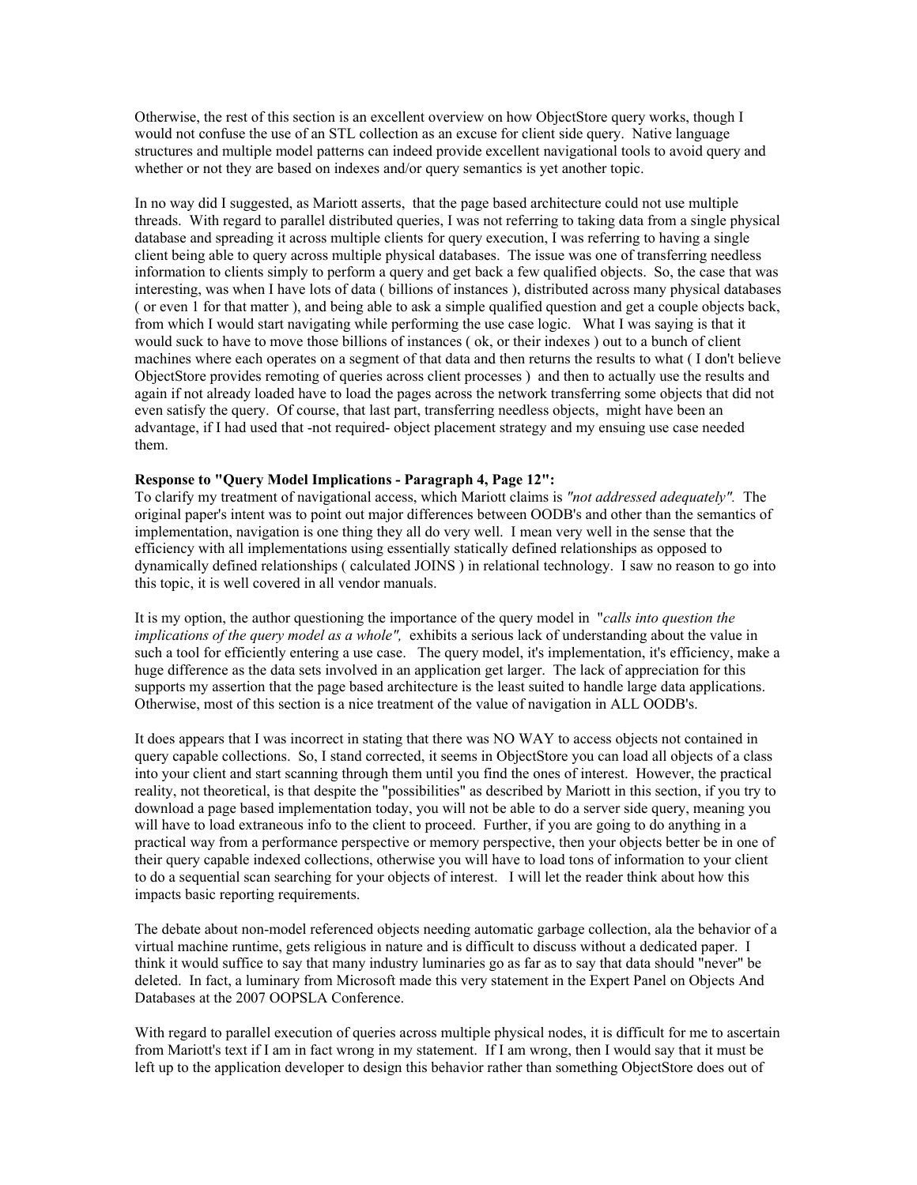Otherwise, the rest of this section is an excellent overview on how ObjectStore query works, though I would not confuse the use of an STL collection as an excuse for client side query. Native language structures and multiple model patterns can indeed provide excellent navigational tools to avoid query and whether or not they are based on indexes and/or query semantics is yet another topic.

In no way did I suggested, as Mariott asserts, that the page based architecture could not use multiple threads. With regard to parallel distributed queries, I was not referring to taking data from a single physical database and spreading it across multiple clients for query execution, I was referring to having a single client being able to query across multiple physical databases. The issue was one of transferring needless information to clients simply to perform a query and get back a few qualified objects. So, the case that was interesting, was when I have lots of data ( billions of instances ), distributed across many physical databases ( or even 1 for that matter ), and being able to ask a simple qualified question and get a couple objects back, from which I would start navigating while performing the use case logic. What I was saying is that it would suck to have to move those billions of instances ( ok, or their indexes ) out to a bunch of client machines where each operates on a segment of that data and then returns the results to what ( I don't believe ObjectStore provides remoting of queries across client processes ) and then to actually use the results and again if not already loaded have to load the pages across the network transferring some objects that did not even satisfy the query. Of course, that last part, transferring needless objects, might have been an advantage, if I had used that -not required- object placement strategy and my ensuing use case needed them.

**Response to "Query Model Implications - Paragraph 4, Page 12":**
To clarify my treatment of navigational access, which Mariott claims is *"not addressed adequately".* The original paper's intent was to point out major differences between OODB's and other than the semantics of implementation, navigation is one thing they all do very well. I mean very well in the sense that the efficiency with all implementations using essentially statically defined relationships as opposed to dynamically defined relationships ( calculated JOINS ) in relational technology. I saw no reason to go into this topic, it is well covered in all vendor manuals.

It is my option, the author questioning the importance of the query model in "*calls into question the implications of the query model as a whole",* exhibits a serious lack of understanding about the value in such a tool for efficiently entering a use case. The query model, it's implementation, it's efficiency, make a huge difference as the data sets involved in an application get larger. The lack of appreciation for this supports my assertion that the page based architecture is the least suited to handle large data applications. Otherwise, most of this section is a nice treatment of the value of navigation in ALL OODB's.

It does appears that I was incorrect in stating that there was NO WAY to access objects not contained in query capable collections. So, I stand corrected, it seems in ObjectStore you can load all objects of a class into your client and start scanning through them until you find the ones of interest. However, the practical reality, not theoretical, is that despite the "possibilities" as described by Mariott in this section, if you try to download a page based implementation today, you will not be able to do a server side query, meaning you will have to load extraneous info to the client to proceed. Further, if you are going to do anything in a practical way from a performance perspective or memory perspective, then your objects better be in one of their query capable indexed collections, otherwise you will have to load tons of information to your client to do a sequential scan searching for your objects of interest. I will let the reader think about how this impacts basic reporting requirements.

The debate about non-model referenced objects needing automatic garbage collection, ala the behavior of a virtual machine runtime, gets religious in nature and is difficult to discuss without a dedicated paper. I think it would suffice to say that many industry luminaries go as far as to say that data should "never" be deleted. In fact, a luminary from Microsoft made this very statement in the Expert Panel on Objects And Databases at the 2007 OOPSLA Conference.

With regard to parallel execution of queries across multiple physical nodes, it is difficult for me to ascertain from Mariott's text if I am in fact wrong in my statement. If I am wrong, then I would say that it must be left up to the application developer to design this behavior rather than something ObjectStore does out of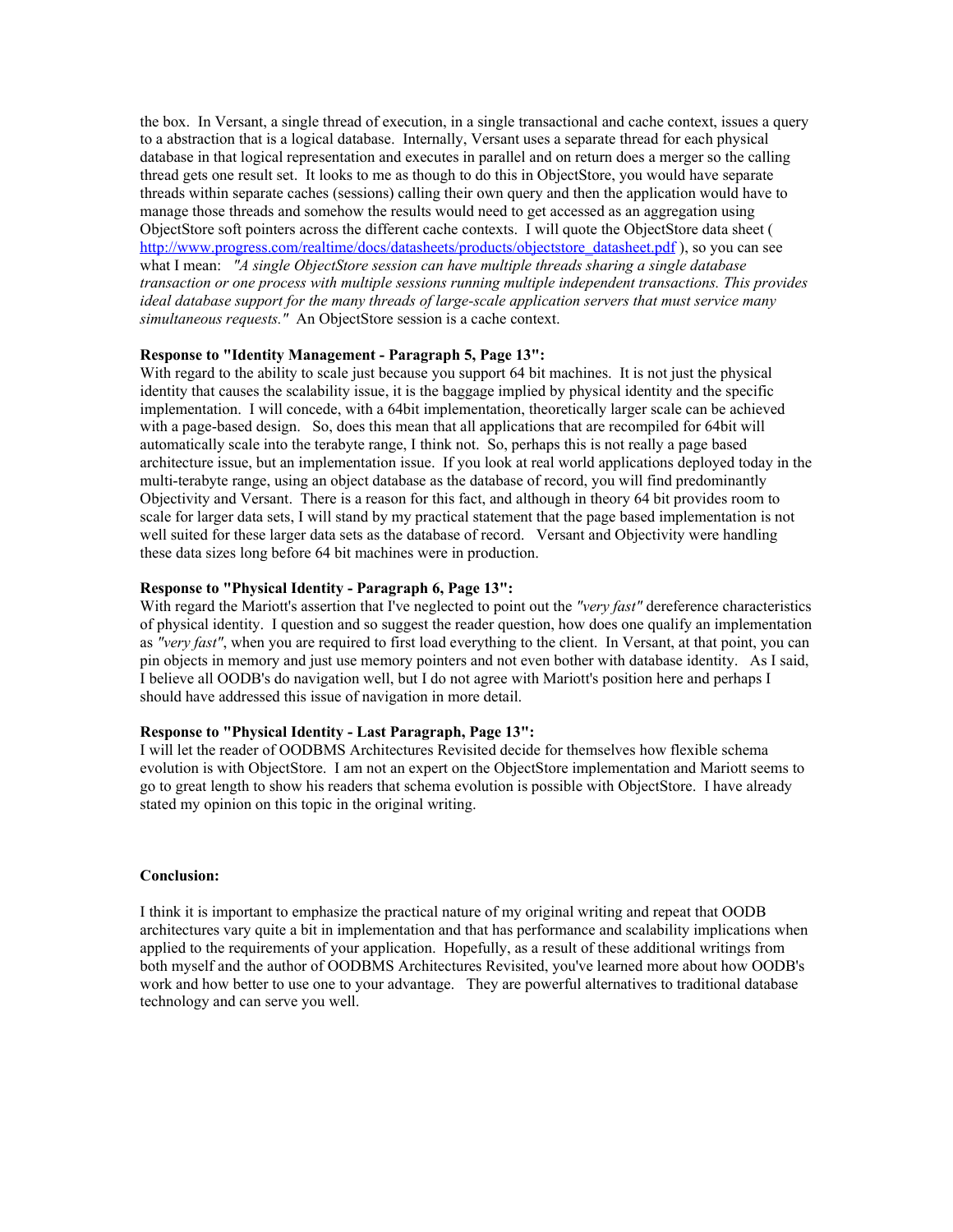the box. In Versant, a single thread of execution, in a single transactional and cache context, issues a query to a abstraction that is a logical database. Internally, Versant uses a separate thread for each physical database in that logical representation and executes in parallel and on return does a merger so the calling thread gets one result set. It looks to me as though to do this in ObjectStore, you would have separate threads within separate caches (sessions) calling their own query and then the application would have to manage those threads and somehow the results would need to get accessed as an aggregation using ObjectStore soft pointers across the different cache contexts. I will quote the ObjectStore data sheet ( http://www.progress.com/realtime/docs/datasheets/products/objectstore_datasheet.pdf ), so you can see what I mean: *"A single ObjectStore session can have multiple threads sharing a single database transaction or one process with multiple sessions running multiple independent transactions. This provides ideal database support for the many threads of large-scale application servers that must service many simultaneous requests."* An ObjectStore session is a cache context.

**Response to "Identity Management - Paragraph 5, Page 13":**
With regard to the ability to scale just because you support 64 bit machines. It is not just the physical identity that causes the scalability issue, it is the baggage implied by physical identity and the specific implementation. I will concede, with a 64bit implementation, theoretically larger scale can be achieved with a page-based design. So, does this mean that all applications that are recompiled for 64bit will automatically scale into the terabyte range, I think not. So, perhaps this is not really a page based architecture issue, but an implementation issue. If you look at real world applications deployed today in the multi-terabyte range, using an object database as the database of record, you will find predominantly Objectivity and Versant. There is a reason for this fact, and although in theory 64 bit provides room to scale for larger data sets, I will stand by my practical statement that the page based implementation is not well suited for these larger data sets as the database of record. Versant and Objectivity were handling these data sizes long before 64 bit machines were in production.

**Response to "Physical Identity - Paragraph 6, Page 13":**
With regard the Mariott's assertion that I've neglected to point out the *"very fast"* dereference characteristics of physical identity. I question and so suggest the reader question, how does one qualify an implementation as *"very fast"*, when you are required to first load everything to the client. In Versant, at that point, you can pin objects in memory and just use memory pointers and not even bother with database identity. As I said, I believe all OODB's do navigation well, but I do not agree with Mariott's position here and perhaps I should have addressed this issue of navigation in more detail.

**Response to "Physical Identity - Last Paragraph, Page 13":**
I will let the reader of OODBMS Architectures Revisited decide for themselves how flexible schema evolution is with ObjectStore. I am not an expert on the ObjectStore implementation and Mariott seems to go to great length to show his readers that schema evolution is possible with ObjectStore. I have already stated my opinion on this topic in the original writing.

**Conclusion:**

I think it is important to emphasize the practical nature of my original writing and repeat that OODB architectures vary quite a bit in implementation and that has performance and scalability implications when applied to the requirements of your application. Hopefully, as a result of these additional writings from both myself and the author of OODBMS Architectures Revisited, you've learned more about how OODB's work and how better to use one to your advantage. They are powerful alternatives to traditional database technology and can serve you well.